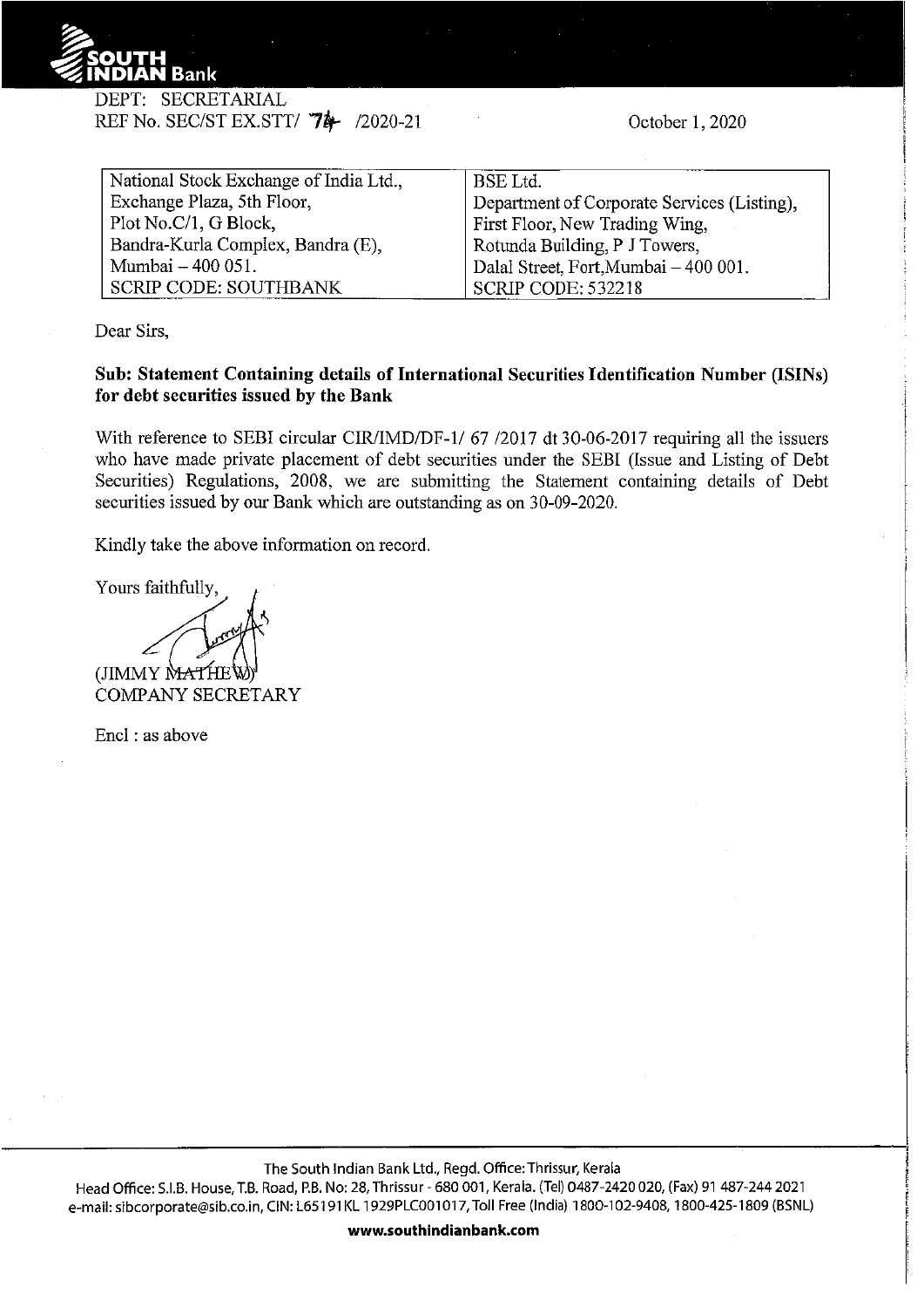SOUTH INDIAN Bank

DEPT: SECRETARIAL
REF No. SEC/ST EX.STT/ 74 /2020-21

October 1, 2020

| National Stock Exchange of India Ltd., | BSE Ltd. |
|---|---|
| Exchange Plaza, 5th Floor, | Department of Corporate Services (Listing), |
| Plot No.C/1, G Block, | First Floor, New Trading Wing, |
| Bandra-Kurla Complex, Bandra (E), | Rotunda Building, P J Towers, |
| Mumbai – 400 051. | Dalal Street, Fort,Mumbai – 400 001. |
| SCRIP CODE: SOUTHBANK | SCRIP CODE: 532218 |

Dear Sirs,

**Sub: Statement Containing details of International Securities Identification Number (ISINs) for debt securities issued by the Bank**

With reference to SEBI circular CIR/IMD/DF-1/ 67 /2017 dt 30-06-2017 requiring all the issuers who have made private placement of debt securities under the SEBI (Issue and Listing of Debt Securities) Regulations, 2008, we are submitting the Statement containing details of Debt securities issued by our Bank which are outstanding as on 30-09-2020.

Kindly take the above information on record.

Yours faithfully,

(JIMMY MATHEW)
COMPANY SECRETARY

Encl : as above

The South Indian Bank Ltd., Regd. Office: Thrissur, Kerala
Head Office: S.I.B. House, T.B. Road, P.B. No: 28, Thrissur - 680 001, Kerala. (Tel) 0487-2420 020, (Fax) 91 487-244 2021
e-mail: sibcorporate@sib.co.in, CIN: L65191KL1929PLC001017, Toll Free (India) 1800-102-9408, 1800-425-1809 (BSNL)

**www.southindianbank.com**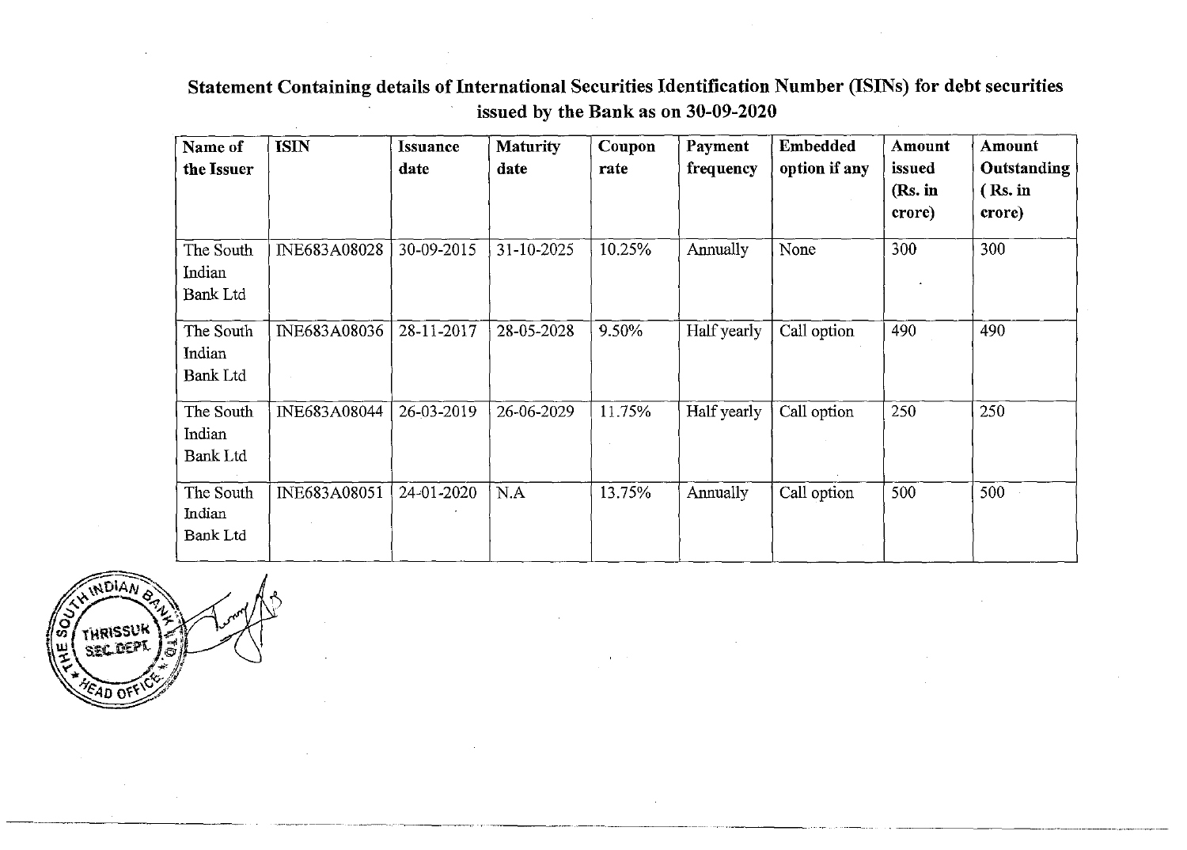**Statement Containing details of International Securities Identification Number (ISINs) for debt securities issued by the Bank as on 30-09-2020**

| Name of the Issuer | ISIN | Issuance date | Maturity date | Coupon rate | Payment frequency | Embedded option if any | Amount issued (Rs. in crore) | Amount Outstanding ( Rs. in crore) |
|---|---|---|---|---|---|---|---|---|
| The South Indian Bank Ltd | INE683A08028 | 30-09-2015 | 31-10-2025 | 10.25% | Annually | None | 300 | 300 |
| The South Indian Bank Ltd | INE683A08036 | 28-11-2017 | 28-05-2028 | 9.50% | Half yearly | Call option | 490 | 490 |
| The South Indian Bank Ltd | INE683A08044 | 26-03-2019 | 26-06-2029 | 11.75% | Half yearly | Call option | 250 | 250 |
| The South Indian Bank Ltd | INE683A08051 | 24-01-2020 | N.A | 13.75% | Annually | Call option | 500 | 500 |

THE SOUTH INDIAN BANK LTD. THRISSUR SEC.DEPT. HEAD OFFICE